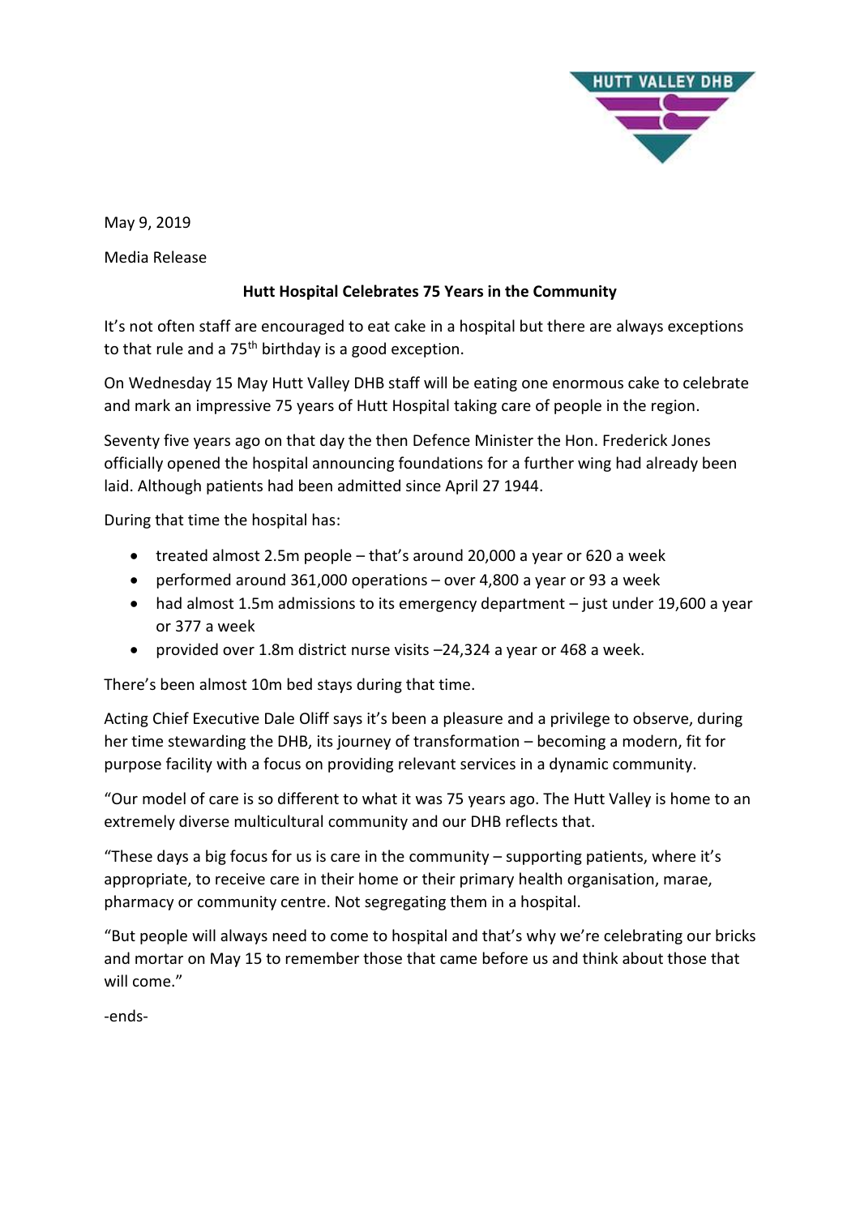HUTT VALLEY DHB

May 9, 2019

Media Release

**Hutt Hospital Celebrates 75 Years in the Community**

It's not often staff are encouraged to eat cake in a hospital but there are always exceptions to that rule and a 75th birthday is a good exception.

On Wednesday 15 May Hutt Valley DHB staff will be eating one enormous cake to celebrate and mark an impressive 75 years of Hutt Hospital taking care of people in the region.

Seventy five years ago on that day the then Defence Minister the Hon. Frederick Jones officially opened the hospital announcing foundations for a further wing had already been laid. Although patients had been admitted since April 27 1944.

During that time the hospital has:

- treated almost 2.5m people – that's around 20,000 a year or 620 a week
- performed around 361,000 operations – over 4,800 a year or 93 a week
- had almost 1.5m admissions to its emergency department – just under 19,600 a year or 377 a week
- provided over 1.8m district nurse visits –24,324 a year or 468 a week.

There's been almost 10m bed stays during that time.

Acting Chief Executive Dale Oliff says it's been a pleasure and a privilege to observe, during her time stewarding the DHB, its journey of transformation – becoming a modern, fit for purpose facility with a focus on providing relevant services in a dynamic community.

"Our model of care is so different to what it was 75 years ago. The Hutt Valley is home to an extremely diverse multicultural community and our DHB reflects that.

"These days a big focus for us is care in the community – supporting patients, where it's appropriate, to receive care in their home or their primary health organisation, marae, pharmacy or community centre. Not segregating them in a hospital.

"But people will always need to come to hospital and that's why we're celebrating our bricks and mortar on May 15 to remember those that came before us and think about those that will come."

-ends-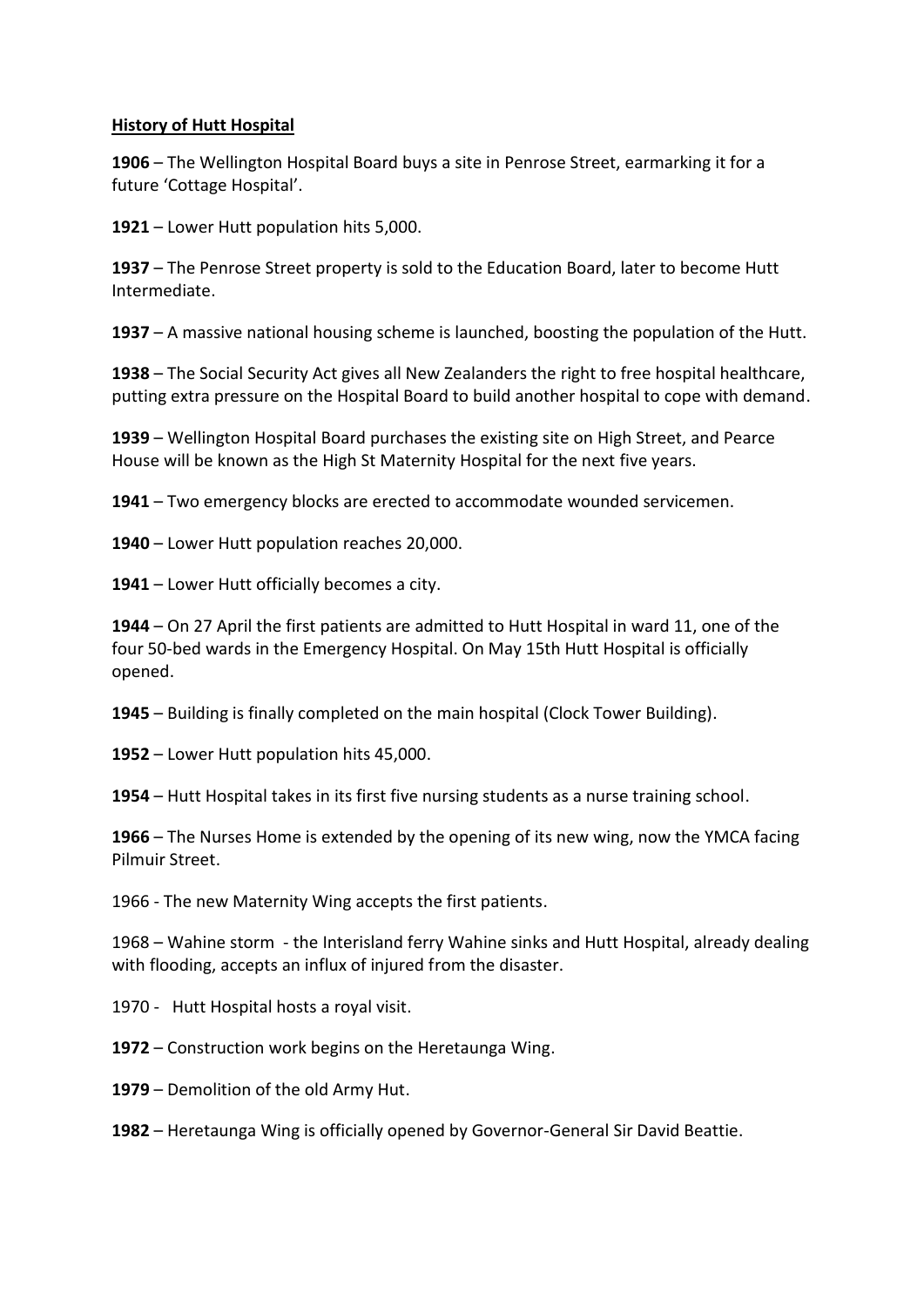**History of Hutt Hospital**

**1906** – The Wellington Hospital Board buys a site in Penrose Street, earmarking it for a future 'Cottage Hospital'.

**1921** – Lower Hutt population hits 5,000.

**1937** – The Penrose Street property is sold to the Education Board, later to become Hutt Intermediate.

**1937** – A massive national housing scheme is launched, boosting the population of the Hutt.

**1938** – The Social Security Act gives all New Zealanders the right to free hospital healthcare, putting extra pressure on the Hospital Board to build another hospital to cope with demand.

**1939** – Wellington Hospital Board purchases the existing site on High Street, and Pearce House will be known as the High St Maternity Hospital for the next five years.

**1941** – Two emergency blocks are erected to accommodate wounded servicemen.

**1940** – Lower Hutt population reaches 20,000.

**1941** – Lower Hutt officially becomes a city.

**1944** – On 27 April the first patients are admitted to Hutt Hospital in ward 11, one of the four 50-bed wards in the Emergency Hospital. On May 15th Hutt Hospital is officially opened.

**1945** – Building is finally completed on the main hospital (Clock Tower Building).

**1952** – Lower Hutt population hits 45,000.

**1954** – Hutt Hospital takes in its first five nursing students as a nurse training school.

**1966** – The Nurses Home is extended by the opening of its new wing, now the YMCA facing Pilmuir Street.

1966 - The new Maternity Wing accepts the first patients.

1968 – Wahine storm - the Interisland ferry Wahine sinks and Hutt Hospital, already dealing with flooding, accepts an influx of injured from the disaster.

1970 - Hutt Hospital hosts a royal visit.

**1972** – Construction work begins on the Heretaunga Wing.

**1979** – Demolition of the old Army Hut.

**1982** – Heretaunga Wing is officially opened by Governor-General Sir David Beattie.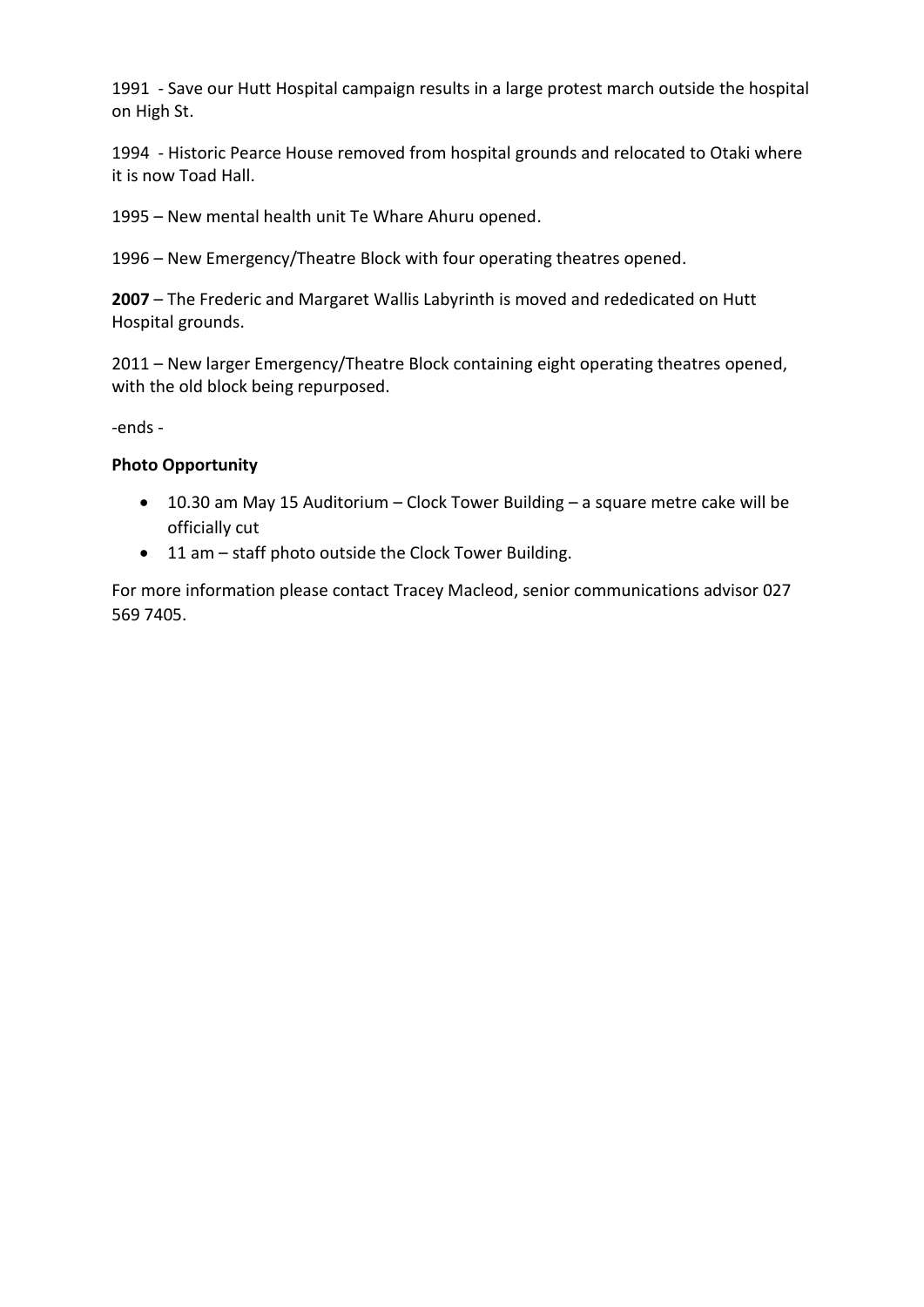1991 - Save our Hutt Hospital campaign results in a large protest march outside the hospital on High St.

1994 - Historic Pearce House removed from hospital grounds and relocated to Otaki where it is now Toad Hall.

1995 – New mental health unit Te Whare Ahuru opened.

1996 – New Emergency/Theatre Block with four operating theatres opened.

**2007** – The Frederic and Margaret Wallis Labyrinth is moved and rededicated on Hutt Hospital grounds.

2011 – New larger Emergency/Theatre Block containing eight operating theatres opened, with the old block being repurposed.

-ends -

**Photo Opportunity**

- 10.30 am May 15 Auditorium – Clock Tower Building – a square metre cake will be officially cut
- 11 am – staff photo outside the Clock Tower Building.

For more information please contact Tracey Macleod, senior communications advisor 027 569 7405.